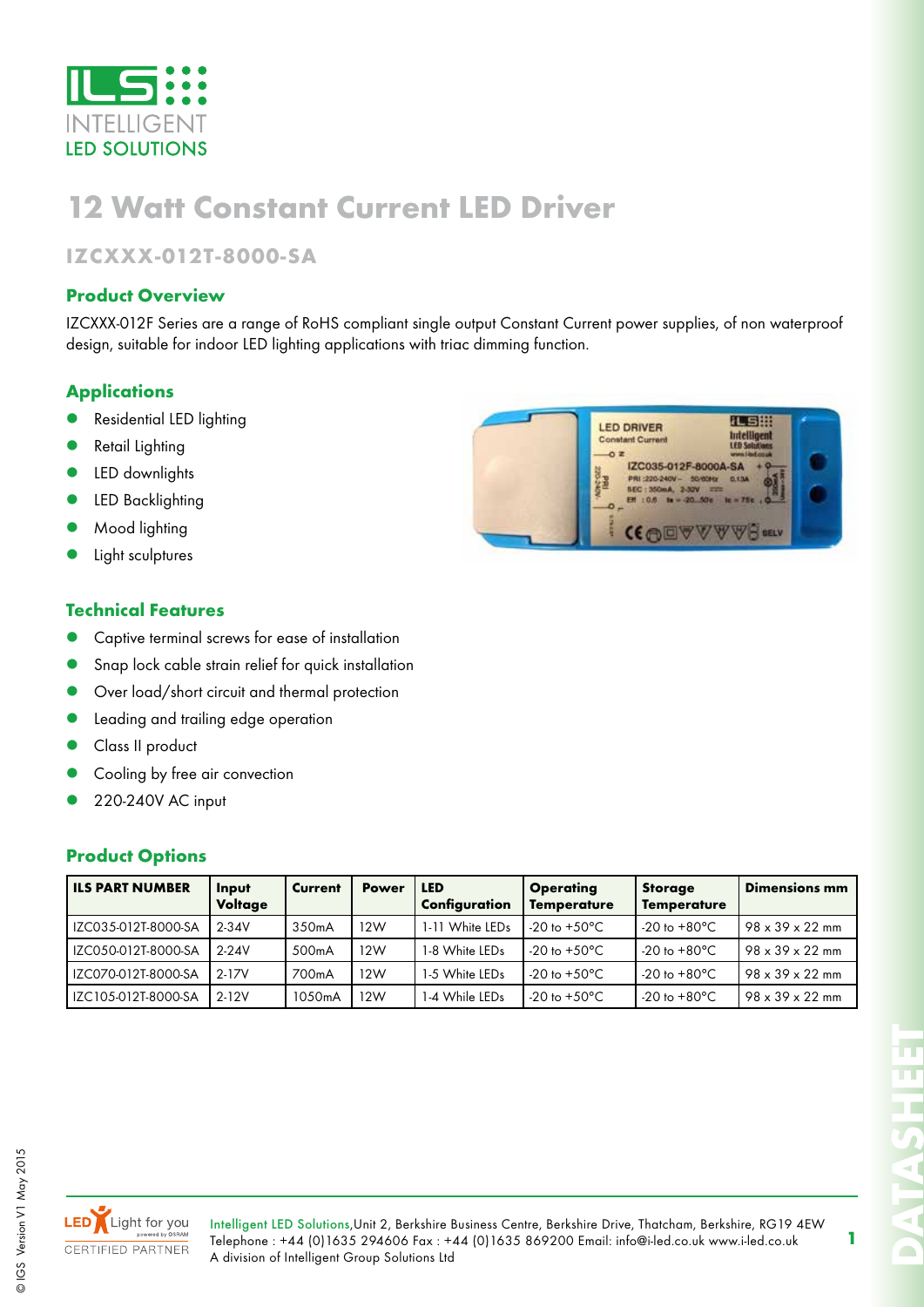# 12 Watt Constant Current LED Driver

## IZCXXX-012T-8000-SA

### Product Overview

IZCXXX-012F Series are a range of RoHS compliant single output Constant Current power supplies, of non waterproof design, suitable for indoor LED lighting applications with triac dimming function.

### Applications

- Residential LED lighting
- Retail Lighting
- LED downlights
- LED Backlighting
- Mood lighting
- Light sculptures

### Technical Features

- Captive terminal screws for ease of installation
- Snap lock cable strain relief for quick installation
- Over load/short circuit and thermal protection
- Leading and trailing edge operation
- Class II product
- Cooling by free air convection
- 220-240V AC input

### Product Options

| ILS PART NUMBER | Input Voltage | Current | Power | LED Configuration | Operating Temperature | Storage Temperature | Dimensions mm |
|---|---|---|---|---|---|---|---|
| IZC035-012T-8000-SA | 2-34V | 350mA | 12W | 1-11 White LEDs | -20 to +50°C | -20 to +80°C | 98 x 39 x 22 mm |
| IZC050-012T-8000-SA | 2-24V | 500mA | 12W | 1-8 White LEDs | -20 to +50°C | -20 to +80°C | 98 x 39 x 22 mm |
| IZC070-012T-8000-SA | 2-17V | 700mA | 12W | 1-5 White LEDs | -20 to +50°C | -20 to +80°C | 98 x 39 x 22 mm |
| IZC105-012T-8000-SA | 2-12V | 1050mA | 12W | 1-4 While LEDs | -20 to +50°C | -20 to +80°C | 98 x 39 x 22 mm |

Intelligent LED Solutions,Unit 2, Berkshire Business Centre, Berkshire Drive, Thatcham, Berkshire, RG19 4EW
Telephone : +44 (0)1635 294606 Fax : +44 (0)1635 869200 Email: info@i-led.co.uk www.i-led.co.uk
A division of Intelligent Group Solutions Ltd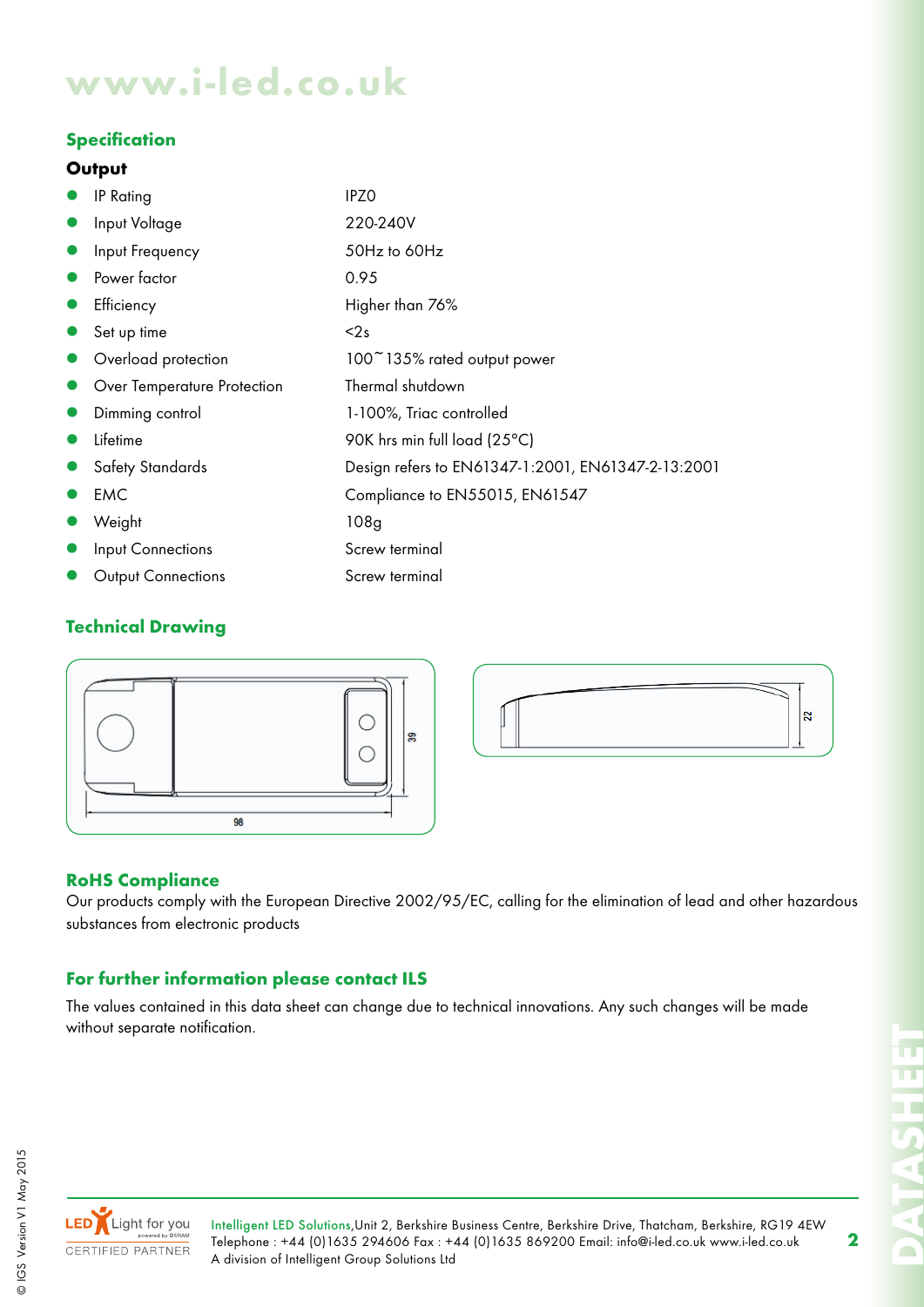www.i-led.co.uk

## Specification

### Output

| | |
|---|---|
| IP Rating | IPZ0 |
| Input Voltage | 220-240V |
| Input Frequency | 50Hz to 60Hz |
| Power factor | 0.95 |
| Efficiency | Higher than 76% |
| Set up time | <2s |
| Overload protection | 100~135% rated output power |
| Over Temperature Protection | Thermal shutdown |
| Dimming control | 1-100%, Triac controlled |
| Lifetime | 90K hrs min full load (25°C) |
| Safety Standards | Design refers to EN61347-1:2001, EN61347-2-13:2001 |
| EMC | Compliance to EN55015, EN61547 |
| Weight | 108g |
| Input Connections | Screw terminal |
| Output Connections | Screw terminal |

## Technical Drawing

39

98

22

## RoHS Compliance

Our products comply with the European Directive 2002/95/EC, calling for the elimination of lead and other hazardous substances from electronic products

## For further information please contact ILS

The values contained in this data sheet can change due to technical innovations. Any such changes will be made without separate notification.

© IGS Version V1 May 2015

LED Light for you powered by OSRAM CERTIFIED PARTNER

Intelligent LED Solutions,Unit 2, Berkshire Business Centre, Berkshire Drive, Thatcham, Berkshire, RG19 4EW
Telephone : +44 (0)1635 294606 Fax : +44 (0)1635 869200 Email: info@i-led.co.uk www.i-led.co.uk
A division of Intelligent Group Solutions Ltd

DATASHEET